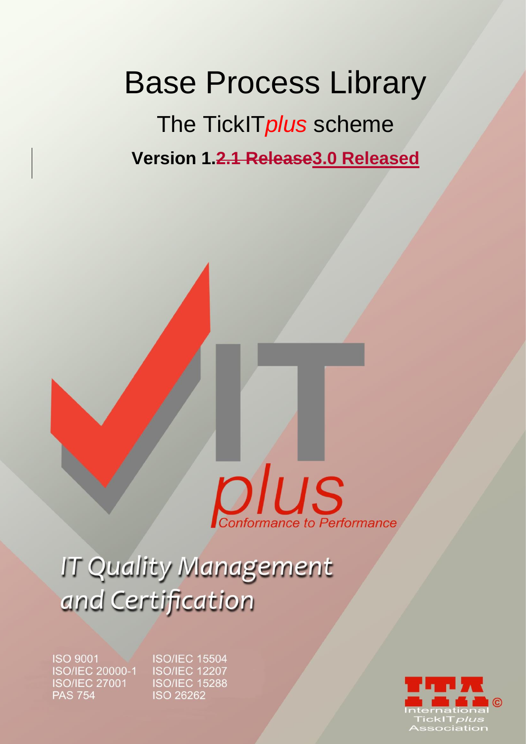# Base Process Library

## The TickIT*plus* scheme

**Version 1.~~2.1 Release~~3.0 Released**

*plus*

*Conformance to Performance*

*IT Quality Management and Certification*

ISO 9001
ISO/IEC 20000-1
ISO/IEC 27001
PAS 754

ISO/IEC 15504
ISO/IEC 12207
ISO/IEC 15288
ISO 26262

International TickIT*plus* Association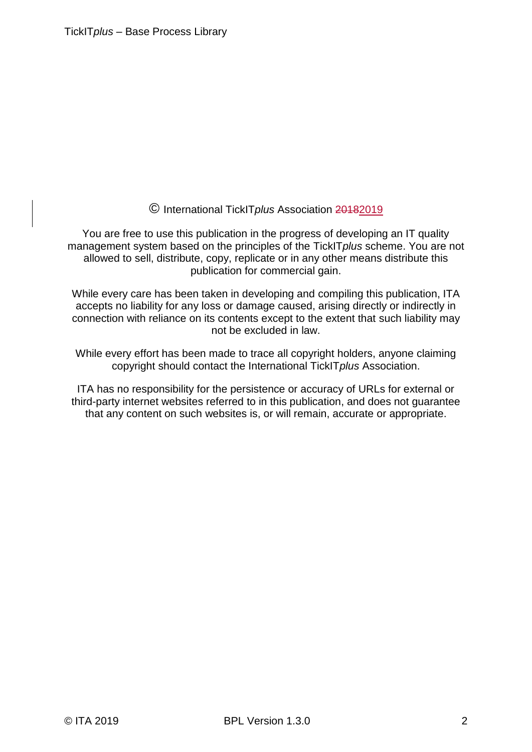© International TickIT*plus* Association ~~2018~~2019

You are free to use this publication in the progress of developing an IT quality management system based on the principles of the TickIT*plus* scheme. You are not allowed to sell, distribute, copy, replicate or in any other means distribute this publication for commercial gain.

While every care has been taken in developing and compiling this publication, ITA accepts no liability for any loss or damage caused, arising directly or indirectly in connection with reliance on its contents except to the extent that such liability may not be excluded in law.

While every effort has been made to trace all copyright holders, anyone claiming copyright should contact the International TickIT*plus* Association.

ITA has no responsibility for the persistence or accuracy of URLs for external or third-party internet websites referred to in this publication, and does not guarantee that any content on such websites is, or will remain, accurate or appropriate.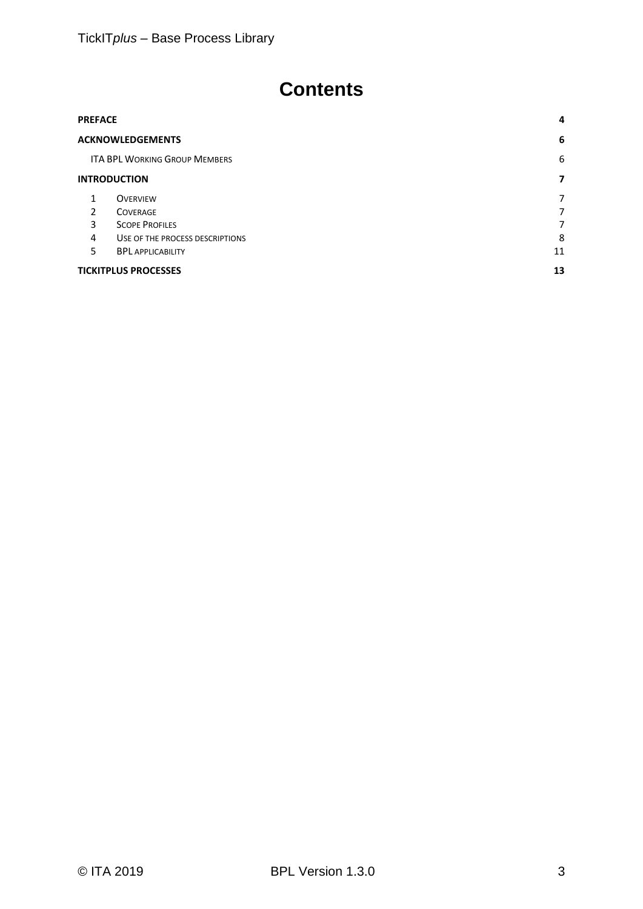# Contents

**PREFACE** 4

**ACKNOWLEDGEMENTS** 6

ITA BPL WORKING GROUP MEMBERS 6

**INTRODUCTION** 7

1 OVERVIEW 7
2 COVERAGE 7
3 SCOPE PROFILES 7
4 USE OF THE PROCESS DESCRIPTIONS 8
5 BPL APPLICABILITY 11

**TICKITPLUS PROCESSES** 13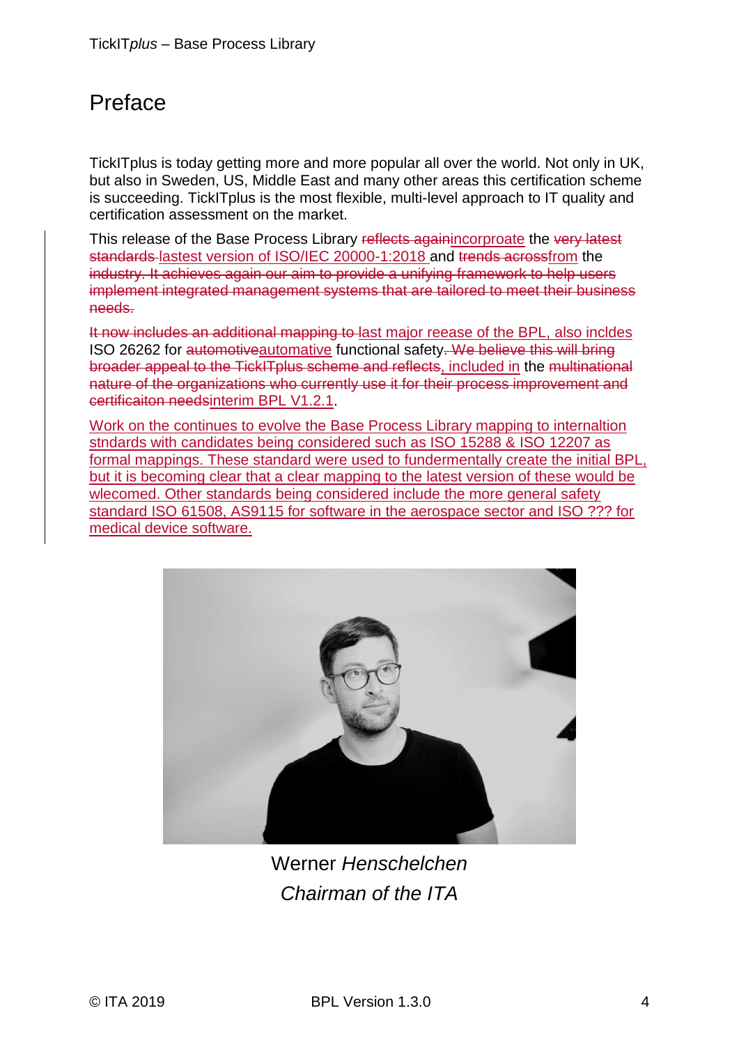# Preface

TickITplus is today getting more and more popular all over the world. Not only in UK, but also in Sweden, US, Middle East and many other areas this certification scheme is succeeding. TickITplus is the most flexible, multi-level approach to IT quality and certification assessment on the market.

This release of the Base Process Library ~~reflects again~~incorporoate the ~~very latest standards~~ lastest version of ISO/IEC 20000-1:2018 and ~~trends across~~from the ~~industry. It achieves again our aim to provide a unifying framework to help users implement integrated management systems that are tailored to meet their business needs.~~

~~It now includes an additional mapping to~~ last major reease of the BPL, also incldes ISO 26262 for ~~automotive~~automative functional safety~~. We believe this will bring broader appeal to the TickITplus scheme and reflects~~, included in the ~~multinational nature of the organizations who currently use it for their process improvement and certificaiton needs~~interim BPL V1.2.1.

Work on the continues to evolve the Base Process Library mapping to internaltion stndards with candidates being considered such as ISO 15288 & ISO 12207 as formal mappings. These standard were used to fundermentally create the initial BPL, but it is becoming clear that a clear mapping to the latest version of these would be wlecomed. Other standards being considered include the more general safety standard ISO 61508, AS9115 for software in the aerospace sector and ISO ??? for medical device software.

Werner *Henschelchen*

*Chairman of the ITA*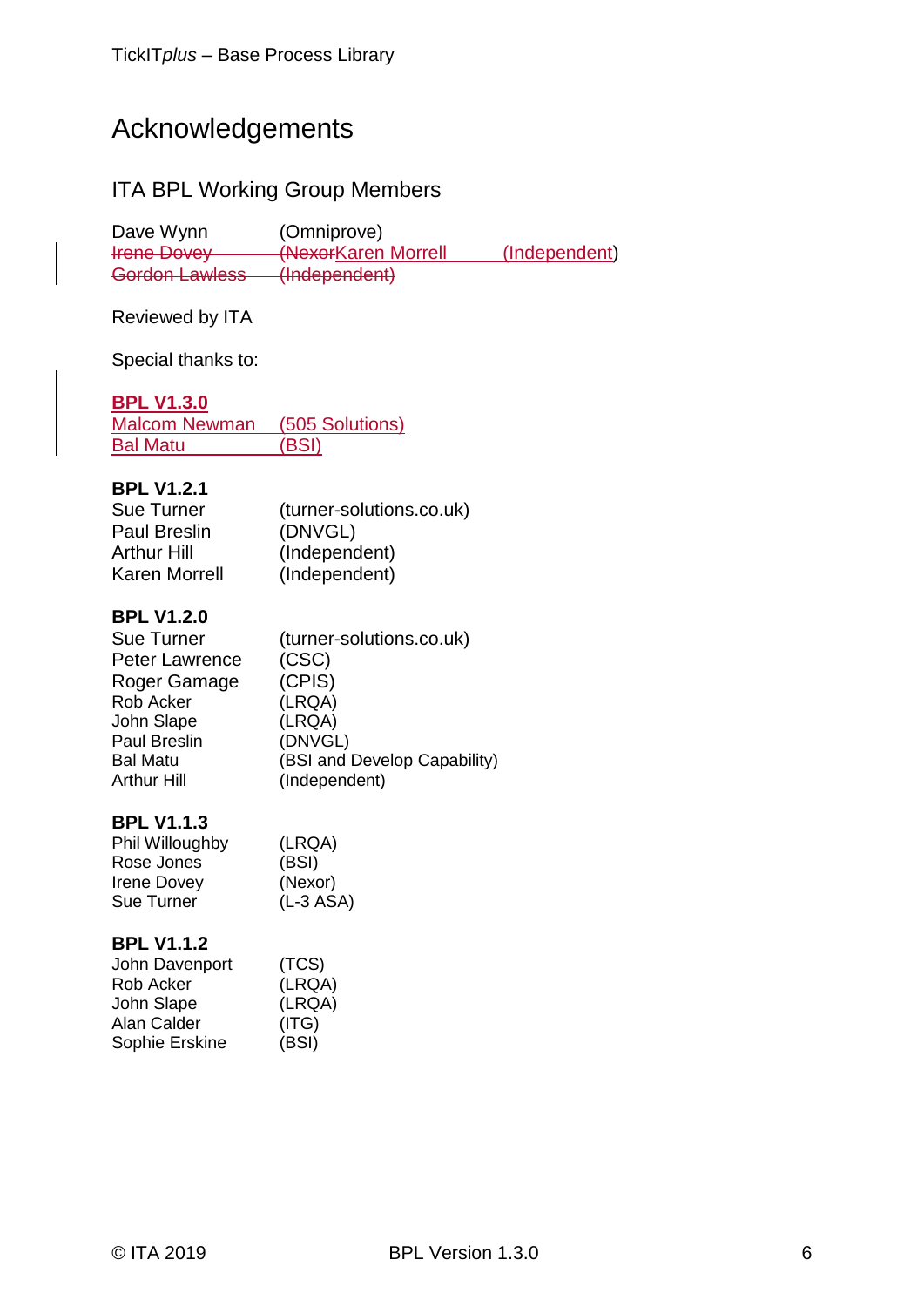# Acknowledgements

## ITA BPL Working Group Members

Dave Wynn (Omniprove)
~~Irene Dovey~~ ~~(Nexor~~Karen Morrell (Independent)
~~Gordon Lawless (Independent)~~

Reviewed by ITA

Special thanks to:

**BPL V1.3.0**
Malcom Newman (505 Solutions)
Bal Matu (BSI)

**BPL V1.2.1**
Sue Turner (turner-solutions.co.uk)
Paul Breslin (DNVGL)
Arthur Hill (Independent)
Karen Morrell (Independent)

**BPL V1.2.0**
Sue Turner (turner-solutions.co.uk)
Peter Lawrence (CSC)
Roger Gamage (CPIS)
Rob Acker (LRQA)
John Slape (LRQA)
Paul Breslin (DNVGL)
Bal Matu (BSI and Develop Capability)
Arthur Hill (Independent)

**BPL V1.1.3**
Phil Willoughby (LRQA)
Rose Jones (BSI)
Irene Dovey (Nexor)
Sue Turner (L-3 ASA)

**BPL V1.1.2**
John Davenport (TCS)
Rob Acker (LRQA)
John Slape (LRQA)
Alan Calder (ITG)
Sophie Erskine (BSI)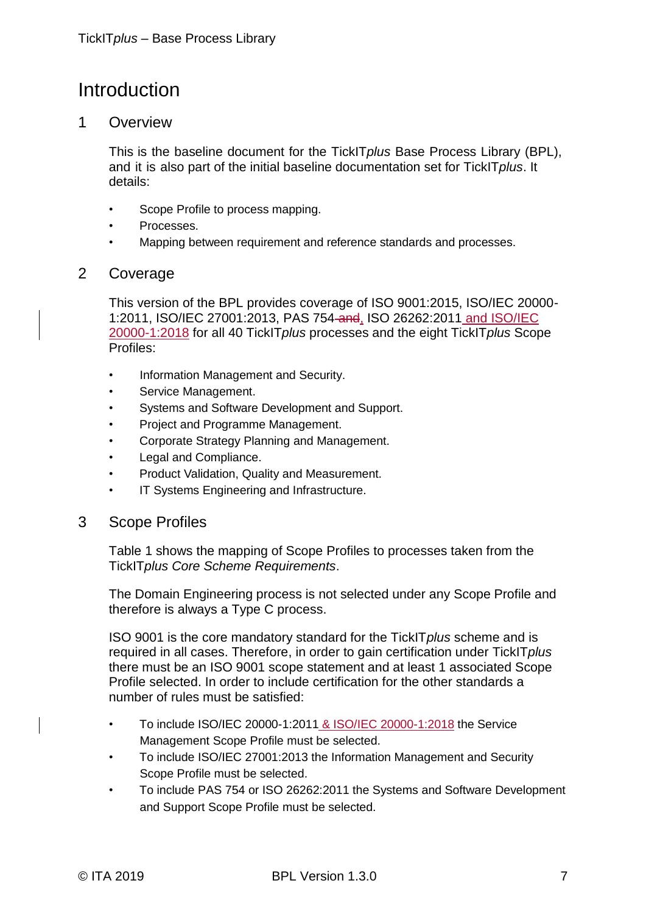# Introduction

## 1 Overview

This is the baseline document for the TickIT*plus* Base Process Library (BPL), and it is also part of the initial baseline documentation set for TickIT*plus*. It details:

- Scope Profile to process mapping.
- Processes.
- Mapping between requirement and reference standards and processes.

## 2 Coverage

This version of the BPL provides coverage of ISO 9001:2015, ISO/IEC 20000-1:2011, ISO/IEC 27001:2013, PAS 754 ~~and~~, ISO 26262:2011 and ISO/IEC 20000-1:2018 for all 40 TickIT*plus* processes and the eight TickIT*plus* Scope Profiles:

- Information Management and Security.
- Service Management.
- Systems and Software Development and Support.
- Project and Programme Management.
- Corporate Strategy Planning and Management.
- Legal and Compliance.
- Product Validation, Quality and Measurement.
- IT Systems Engineering and Infrastructure.

## 3 Scope Profiles

Table 1 shows the mapping of Scope Profiles to processes taken from the TickIT*plus Core Scheme Requirements*.

The Domain Engineering process is not selected under any Scope Profile and therefore is always a Type C process.

ISO 9001 is the core mandatory standard for the TickIT*plus* scheme and is required in all cases. Therefore, in order to gain certification under TickIT*plus* there must be an ISO 9001 scope statement and at least 1 associated Scope Profile selected. In order to include certification for the other standards a number of rules must be satisfied:

- To include ISO/IEC 20000-1:2011 & ISO/IEC 20000-1:2018 the Service Management Scope Profile must be selected.
- To include ISO/IEC 27001:2013 the Information Management and Security Scope Profile must be selected.
- To include PAS 754 or ISO 26262:2011 the Systems and Software Development and Support Scope Profile must be selected.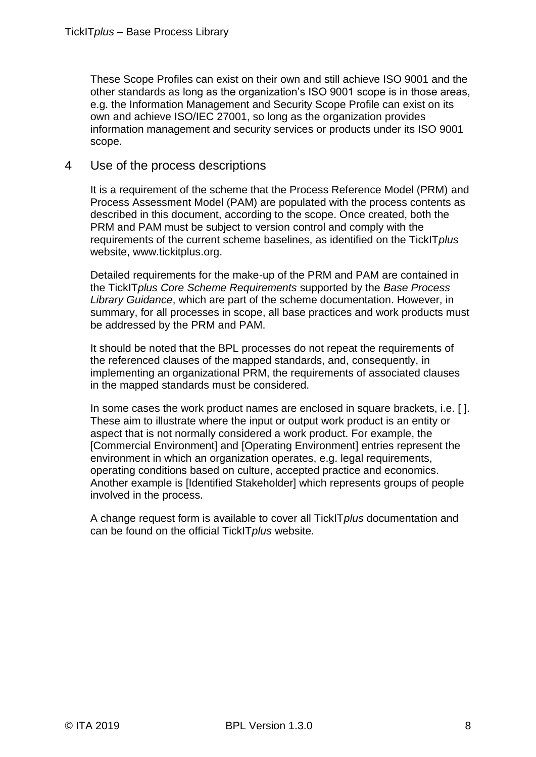These Scope Profiles can exist on their own and still achieve ISO 9001 and the other standards as long as the organization's ISO 9001 scope is in those areas, e.g. the Information Management and Security Scope Profile can exist on its own and achieve ISO/IEC 27001, so long as the organization provides information management and security services or products under its ISO 9001 scope.

## 4 Use of the process descriptions

It is a requirement of the scheme that the Process Reference Model (PRM) and Process Assessment Model (PAM) are populated with the process contents as described in this document, according to the scope. Once created, both the PRM and PAM must be subject to version control and comply with the requirements of the current scheme baselines, as identified on the TickIT*plus* website, www.tickitplus.org.

Detailed requirements for the make-up of the PRM and PAM are contained in the TickIT*plus Core Scheme Requirements* supported by the *Base Process Library Guidance*, which are part of the scheme documentation. However, in summary, for all processes in scope, all base practices and work products must be addressed by the PRM and PAM.

It should be noted that the BPL processes do not repeat the requirements of the referenced clauses of the mapped standards, and, consequently, in implementing an organizational PRM, the requirements of associated clauses in the mapped standards must be considered.

In some cases the work product names are enclosed in square brackets, i.e. [ ]. These aim to illustrate where the input or output work product is an entity or aspect that is not normally considered a work product. For example, the [Commercial Environment] and [Operating Environment] entries represent the environment in which an organization operates, e.g. legal requirements, operating conditions based on culture, accepted practice and economics. Another example is [Identified Stakeholder] which represents groups of people involved in the process.

A change request form is available to cover all TickIT*plus* documentation and can be found on the official TickIT*plus* website.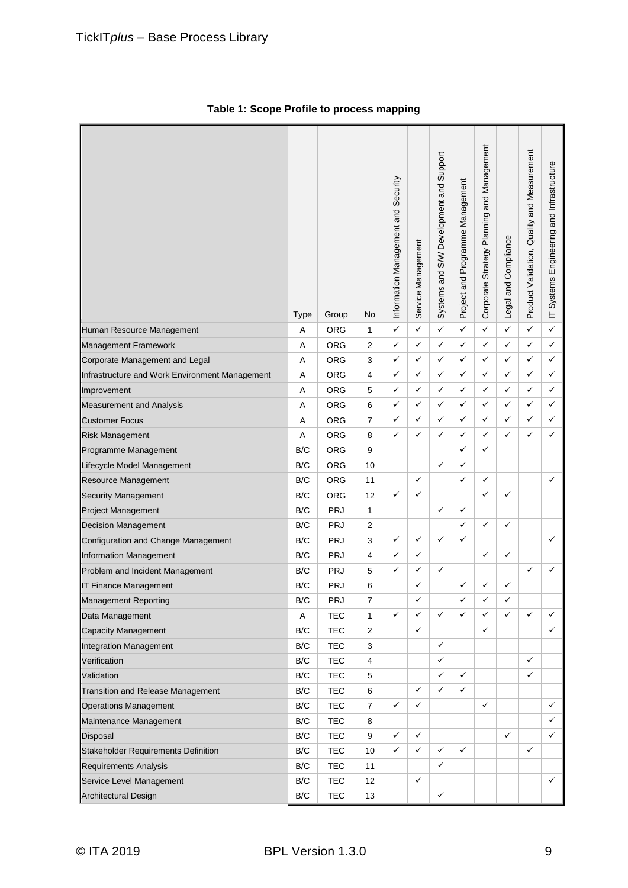**Table 1: Scope Profile to process mapping**

| | Type | Group | No | Information Management and Security | Service Management | Systems and S/W Development and Support | Project and Programme Management | Corporate Strategy Planning and Management | Legal and Compliance | Product Validation, Quality and Measurement | IT Systems Engineering and Infrastructure |
|---|---|---|---|---|---|---|---|---|---|---|---|
| Human Resource Management | A | ORG | 1 | ✓ | ✓ | ✓ | ✓ | ✓ | ✓ | ✓ | ✓ |
| Management Framework | A | ORG | 2 | ✓ | ✓ | ✓ | ✓ | ✓ | ✓ | ✓ | ✓ |
| Corporate Management and Legal | A | ORG | 3 | ✓ | ✓ | ✓ | ✓ | ✓ | ✓ | ✓ | ✓ |
| Infrastructure and Work Environment Management | A | ORG | 4 | ✓ | ✓ | ✓ | ✓ | ✓ | ✓ | ✓ | ✓ |
| Improvement | A | ORG | 5 | ✓ | ✓ | ✓ | ✓ | ✓ | ✓ | ✓ | ✓ |
| Measurement and Analysis | A | ORG | 6 | ✓ | ✓ | ✓ | ✓ | ✓ | ✓ | ✓ | ✓ |
| Customer Focus | A | ORG | 7 | ✓ | ✓ | ✓ | ✓ | ✓ | ✓ | ✓ | ✓ |
| Risk Management | A | ORG | 8 | ✓ | ✓ | ✓ | ✓ | ✓ | ✓ | ✓ | ✓ |
| Programme Management | B/C | ORG | 9 | | | | ✓ | ✓ | | | |
| Lifecycle Model Management | B/C | ORG | 10 | | | ✓ | ✓ | | | | |
| Resource Management | B/C | ORG | 11 | | ✓ | | ✓ | ✓ | | | ✓ |
| Security Management | B/C | ORG | 12 | ✓ | ✓ | | | ✓ | ✓ | | |
| Project Management | B/C | PRJ | 1 | | | ✓ | ✓ | | | | |
| Decision Management | B/C | PRJ | 2 | | | | ✓ | ✓ | ✓ | | |
| Configuration and Change Management | B/C | PRJ | 3 | ✓ | ✓ | ✓ | ✓ | | | | ✓ |
| Information Management | B/C | PRJ | 4 | ✓ | ✓ | | | ✓ | ✓ | | |
| Problem and Incident Management | B/C | PRJ | 5 | ✓ | ✓ | ✓ | | | | ✓ | ✓ |
| IT Finance Management | B/C | PRJ | 6 | | ✓ | | ✓ | ✓ | ✓ | | |
| Management Reporting | B/C | PRJ | 7 | | ✓ | | ✓ | ✓ | ✓ | | |
| Data Management | A | TEC | 1 | ✓ | ✓ | ✓ | ✓ | ✓ | ✓ | ✓ | ✓ |
| Capacity Management | B/C | TEC | 2 | | ✓ | | | ✓ | | | ✓ |
| Integration Management | B/C | TEC | 3 | | | ✓ | | | | | |
| Verification | B/C | TEC | 4 | | | ✓ | | | | ✓ | |
| Validation | B/C | TEC | 5 | | | ✓ | ✓ | | | ✓ | |
| Transition and Release Management | B/C | TEC | 6 | | ✓ | ✓ | ✓ | | | | |
| Operations Management | B/C | TEC | 7 | ✓ | ✓ | | | ✓ | | | ✓ |
| Maintenance Management | B/C | TEC | 8 | | | | | | | | ✓ |
| Disposal | B/C | TEC | 9 | ✓ | ✓ | | | | ✓ | | ✓ |
| Stakeholder Requirements Definition | B/C | TEC | 10 | ✓ | ✓ | ✓ | ✓ | | | ✓ | |
| Requirements Analysis | B/C | TEC | 11 | | | ✓ | | | | | |
| Service Level Management | B/C | TEC | 12 | | ✓ | | | | | | ✓ |
| Architectural Design | B/C | TEC | 13 | | | ✓ | | | | | |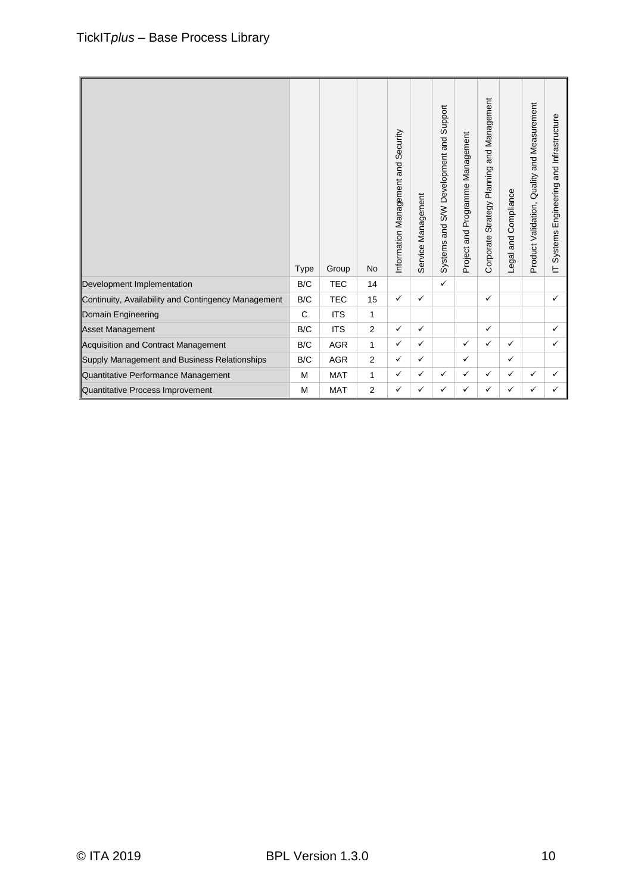| | Type | Group | No | Information Management and Security | Service Management | Systems and S/W Development and Support | Project and Programme Management | Corporate Strategy Planning and Management | Legal and Compliance | Product Validation, Quality and Measurement | IT Systems Engineering and Infrastructure |
|---|---|---|---|---|---|---|---|---|---|---|---|
| Development Implementation | B/C | TEC | 14 | | | ✓ | | | | | |
| Continuity, Availability and Contingency Management | B/C | TEC | 15 | ✓ | ✓ | | | ✓ | | | ✓ |
| Domain Engineering | C | ITS | 1 | | | | | | | | |
| Asset Management | B/C | ITS | 2 | ✓ | ✓ | | | ✓ | | | ✓ |
| Acquisition and Contract Management | B/C | AGR | 1 | ✓ | ✓ | | ✓ | ✓ | ✓ | | ✓ |
| Supply Management and Business Relationships | B/C | AGR | 2 | ✓ | ✓ | | ✓ | | ✓ | | |
| Quantitative Performance Management | M | MAT | 1 | ✓ | ✓ | ✓ | ✓ | ✓ | ✓ | ✓ | ✓ |
| Quantitative Process Improvement | M | MAT | 2 | ✓ | ✓ | ✓ | ✓ | ✓ | ✓ | ✓ | ✓ |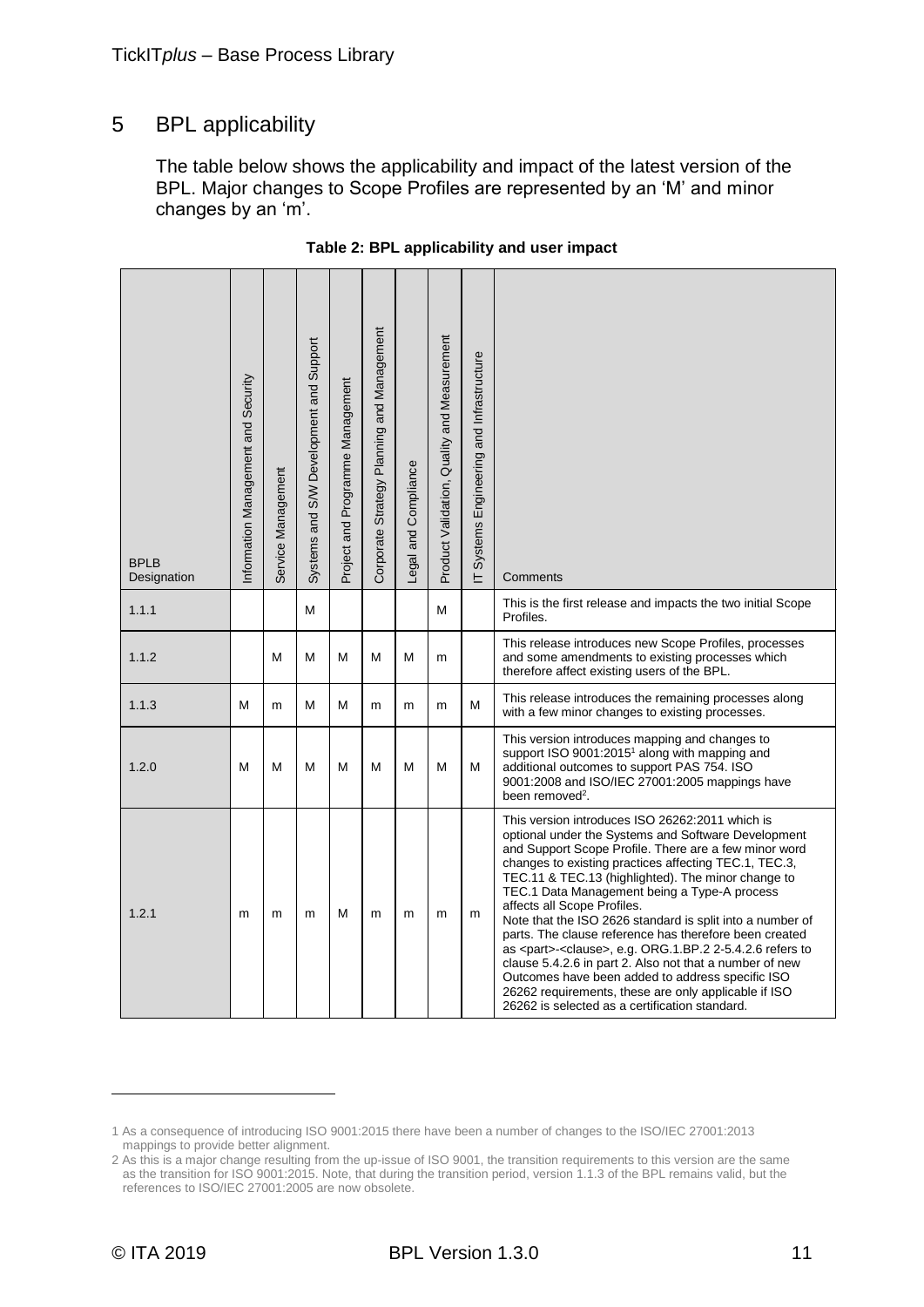# 5 BPL applicability

The table below shows the applicability and impact of the latest version of the BPL. Major changes to Scope Profiles are represented by an 'M' and minor changes by an 'm'.

**Table 2: BPL applicability and user impact**

| BPLB Designation | Information Management and Security | Service Management | Systems and S/W Development and Support | Project and Programme Management | Corporate Strategy Planning and Management | Legal and Compliance | Product Validation, Quality and Measurement | IT Systems Engineering and Infrastructure | Comments |
|---|---|---|---|---|---|---|---|---|---|
| 1.1.1 | | | M | | | | M | | This is the first release and impacts the two initial Scope Profiles. |
| 1.1.2 | | M | M | M | M | M | m | | This release introduces new Scope Profiles, processes and some amendments to existing processes which therefore affect existing users of the BPL. |
| 1.1.3 | M | m | M | M | m | m | m | M | This release introduces the remaining processes along with a few minor changes to existing processes. |
| 1.2.0 | M | M | M | M | M | M | M | M | This version introduces mapping and changes to support ISO 9001:2015[1] along with mapping and additional outcomes to support PAS 754. ISO 9001:2008 and ISO/IEC 27001:2005 mappings have been removed[2]. |
| 1.2.1 | m | m | m | M | m | m | m | m | This version introduces ISO 26262:2011 which is optional under the Systems and Software Development and Support Scope Profile. There are a few minor word changes to existing practices affecting TEC.1, TEC.3, TEC.11 & TEC.13 (highlighted). The minor change to TEC.1 Data Management being a Type-A process affects all Scope Profiles. Note that the ISO 2626 standard is split into a number of parts. The clause reference has therefore been created as <part>-<clause>, e.g. ORG.1.BP.2 2-5.4.2.6 refers to clause 5.4.2.6 in part 2. Also not that a number of new Outcomes have been added to address specific ISO 26262 requirements, these are only applicable if ISO 26262 is selected as a certification standard. |

1 As a consequence of introducing ISO 9001:2015 there have been a number of changes to the ISO/IEC 27001:2013 mappings to provide better alignment.

2 As this is a major change resulting from the up-issue of ISO 9001, the transition requirements to this version are the same as the transition for ISO 9001:2015. Note, that during the transition period, version 1.1.3 of the BPL remains valid, but the references to ISO/IEC 27001:2005 are now obsolete.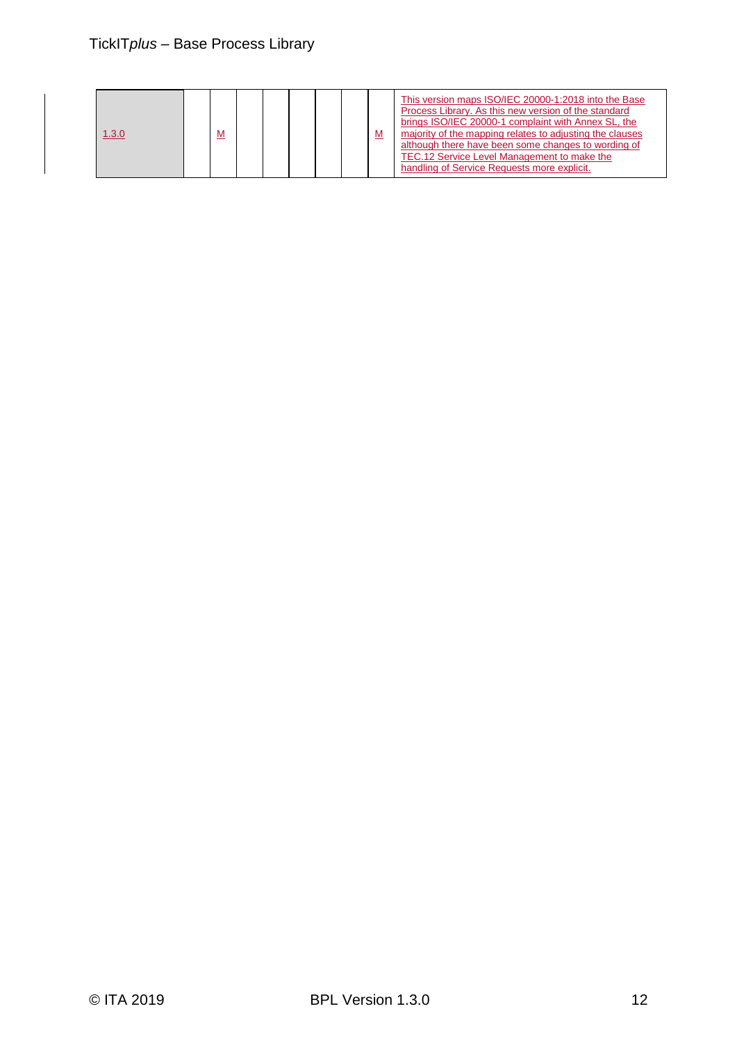| | | | | | | | | |
|---|---|---|---|---|---|---|---|---|
| 1.3.0 | | M | | | | | M | This version maps ISO/IEC 20000-1:2018 into the Base Process Library. As this new version of the standard brings ISO/IEC 20000-1 complaint with Annex SL, the majority of the mapping relates to adjusting the clauses although there have been some changes to wording of TEC.12 Service Level Management to make the handling of Service Requests more explicit. |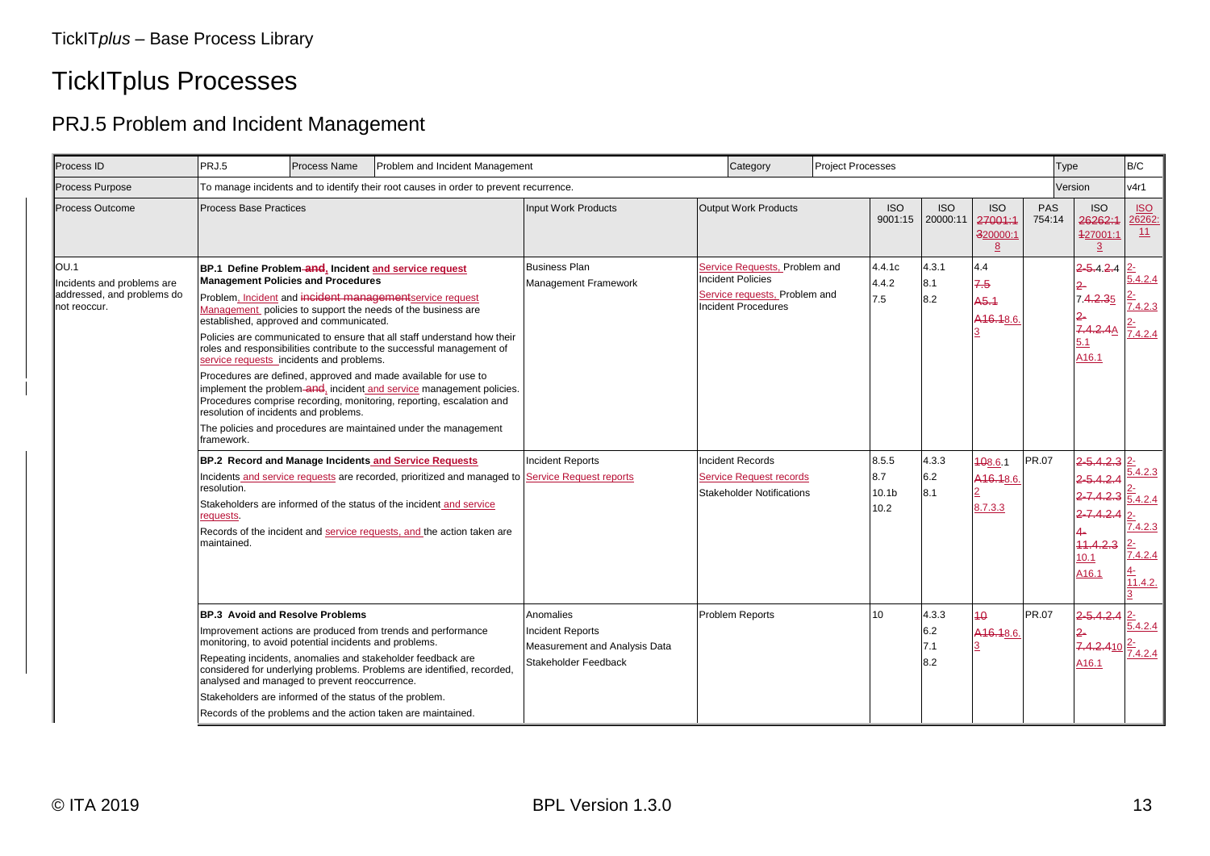# TickITplus Processes

## PRJ.5 Problem and Incident Management

| Process ID | PRJ.5 | Process Name | Problem and Incident Management | | Category | Project Processes | | | | | Type | B/C |
|---|---|---|---|---|---|---|---|---|---|---|---|---|
| Process Purpose | To manage incidents and to identify their root causes in order to prevent recurrence. | | | | | | | | | | Version | v4r1 |
| Process Outcome | Process Base Practices | | | Input Work Products | Output Work Products | | ISO 9001:15 | ISO 20000:11 | ISO 27001:1 320000:18 | PAS 754:14 | ISO 26262:1 127001:13 | ISO 26262:11 |
| OU.1 Incidents and problems are addressed, and problems do not reoccur. | **BP.1 Define Problem and, Incident and service request Management Policies and Procedures**<br>Problem, Incident and incident managementservice request Management policies to support the needs of the business are established, approved and communicated.<br>Policies are communicated to ensure that all staff understand how their roles and responsibilities contribute to the successful management of service requests incidents and problems.<br>Procedures are defined, approved and made available for use to implement the problem and, incident and service management policies. Procedures comprise recording, monitoring, reporting, escalation and resolution of incidents and problems.<br>The policies and procedures are maintained under the management framework. | | | Business Plan<br>Management Framework | Service Requests, Problem and Incident Policies<br>Service requests, Problem and Incident Procedures | | 4.4.1c<br>4.4.2<br>7.5 | 4.3.1<br>8.1<br>8.2 | 4.4<br>7.5<br>A5.1<br>A16.18.6.3 | | 2-5.4.2.4<br>2-7.4.2.35<br>2-7.4.2.4A 5.1<br>A16.1 | 2-5.4.2.4<br>2-7.4.2.3<br>2-7.4.2.4 |
| | **BP.2 Record and Manage Incidents and Service Requests**<br>Incidents and service requests are recorded, prioritized and managed to resolution.<br>Stakeholders are informed of the status of the incident and service requests.<br>Records of the incident and service requests, and the action taken are maintained. | | | Incident Reports<br>Service Request reports | Incident Records<br>Service Request records<br>Stakeholder Notifications | | 8.5.5<br>8.7<br>10.1b<br>10.2 | 4.3.3<br>6.2<br>8.1 | 108.6.1<br>A16.18.6.2<br>8.7.3.3 | PR.07 | 2-5.4.2.3<br>2-5.4.2.4<br>2-7.4.2.3<br>2-7.4.2.4<br>4-11.4.2.3<br>10.1<br>A16.1 | 2-5.4.2.3<br>2-5.4.2.4<br>2-7.4.2.3<br>2-7.4.2.4<br>4-11.4.2.3 |
| | **BP.3 Avoid and Resolve Problems**<br>Improvement actions are produced from trends and performance monitoring, to avoid potential incidents and problems.<br>Repeating incidents, anomalies and stakeholder feedback are considered for underlying problems. Problems are identified, recorded, analysed and managed to prevent reoccurrence.<br>Stakeholders are informed of the status of the problem.<br>Records of the problems and the action taken are maintained. | | | Anomalies<br>Incident Reports<br>Measurement and Analysis Data<br>Stakeholder Feedback | Problem Reports | | 10 | 4.3.3<br>6.2<br>7.1<br>8.2 | 10<br>A16.18.6.3 | PR.07 | 2-5.4.2.4<br>2-7.4.2.410<br>A16.1 | 2-5.4.2.4<br>2-7.4.2.4 |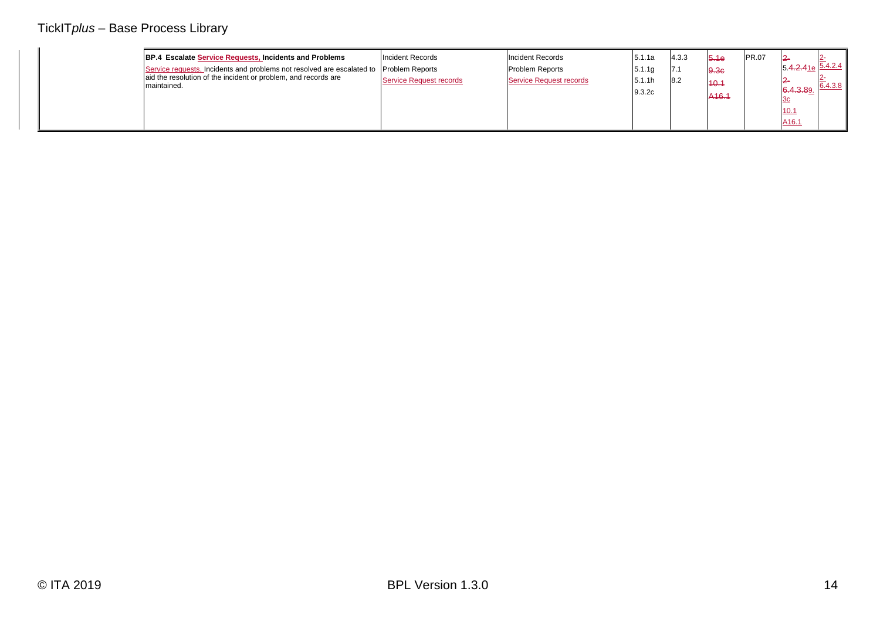| | BP.4 Escalate Service Requests, Incidents and Problems<br>Service requests, Incidents and problems not resolved are escalated to aid the resolution of the incident or problem, and records are maintained. | Incident Records<br>Problem Reports<br>Service Request records | Incident Records<br>Problem Reports<br>Service Request records | 5.1.1a<br>5.1.1g<br>5.1.1h<br>9.3.2c | 4.3.3<br>7.1<br>8.2 | ~~5.1e~~<br>~~9.3c~~<br>~~10.1~~<br>~~A16.1~~ | PR.07 | 2-5.~~4.2.4~~1e<br>2-~~6.4.3.8~~9.3c<br>10.1<br>A16.1 | 2-5.4.2.4<br>2-6.4.3.8 |
|---|---|---|---|---|---|---|---|---|---|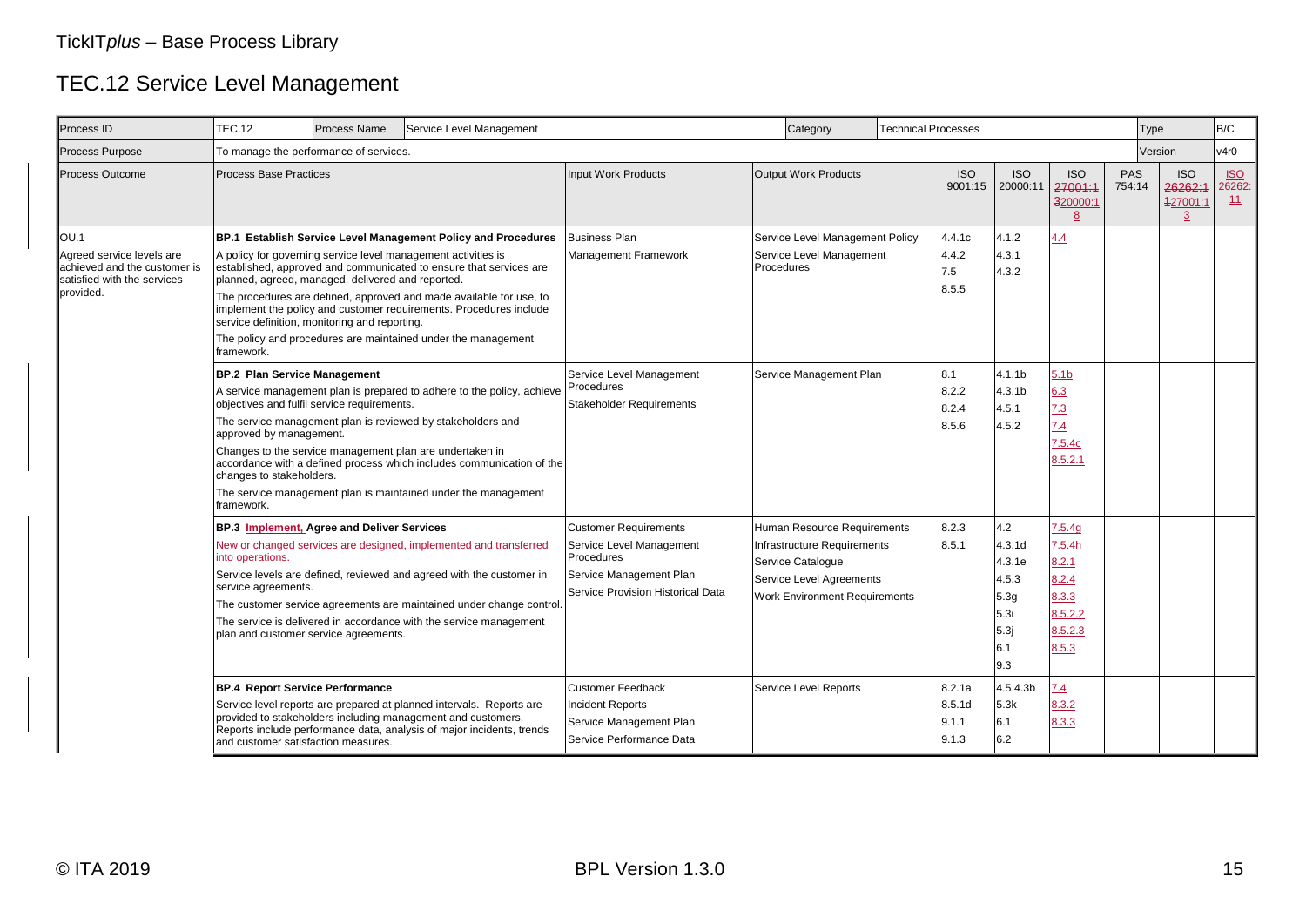# TickIT*plus* – Base Process Library

## TEC.12 Service Level Management

| Process ID | TEC.12 | Process Name | Service Level Management | Category | Technical Processes | | | | | Type | B/C |
|---|---|---|---|---|---|---|---|---|---|---|---|
| Process Purpose | To manage the performance of services. | | | | | | | | | Version | v4r0 |
| **Process Outcome** | **Process Base Practices** | | **Input Work Products** | **Output Work Products** | **ISO 9001:15** | **ISO 20000:11** | **ISO ~~27001:1~~ ~~3~~20000:18** | **PAS 754:14** | **ISO ~~26262:1~~ ~~1~~27001:13** | **ISO 26262:11** | |
| OU.1<br>Agreed service levels are achieved and the customer is satisfied with the services provided. | **BP.1 Establish Service Level Management Policy and Procedures**<br>A policy for governing service level management activities is established, approved and communicated to ensure that services are planned, agreed, managed, delivered and reported.<br>The procedures are defined, approved and made available for use, to implement the policy and customer requirements. Procedures include service definition, monitoring and reporting.<br>The policy and procedures are maintained under the management framework. | | Business Plan<br>Management Framework | Service Level Management Policy<br>Service Level Management Procedures | 4.4.1c<br>4.4.2<br>7.5<br>8.5.5 | 4.1.2<br>4.3.1<br>4.3.2 | 4.4 | | | | |
| | **BP.2 Plan Service Management**<br>A service management plan is prepared to adhere to the policy, achieve objectives and fulfil service requirements.<br>The service management plan is reviewed by stakeholders and approved by management.<br>Changes to the service management plan are undertaken in accordance with a defined process which includes communication of the changes to stakeholders.<br>The service management plan is maintained under the management framework. | | Service Level Management Procedures<br>Stakeholder Requirements | Service Management Plan | 8.1<br>8.2.2<br>8.2.4<br>8.5.6 | 4.1.1b<br>4.3.1b<br>4.5.1<br>4.5.2 | 5.1b<br>6.3<br>7.3<br>7.4<br>7.5.4c<br>8.5.2.1 | | | | |
| | **BP.3 Implement, Agree and Deliver Services**<br>New or changed services are designed, implemented and transferred into operations.<br>Service levels are defined, reviewed and agreed with the customer in service agreements.<br>The customer service agreements are maintained under change control.<br>The service is delivered in accordance with the service management plan and customer service agreements. | | Customer Requirements<br>Service Level Management Procedures<br>Service Management Plan<br>Service Provision Historical Data | Human Resource Requirements<br>Infrastructure Requirements<br>Service Catalogue<br>Service Level Agreements<br>Work Environment Requirements | 8.2.3<br>8.5.1 | 4.2<br>4.3.1d<br>4.3.1e<br>4.5.3<br>5.3g<br>5.3i<br>5.3j<br>6.1<br>9.3 | 7.5.4g<br>7.5.4h<br>8.2.1<br>8.2.4<br>8.3.3<br>8.5.2.2<br>8.5.2.3<br>8.5.3 | | | | |
| | **BP.4 Report Service Performance**<br>Service level reports are prepared at planned intervals. Reports are provided to stakeholders including management and customers. Reports include performance data, analysis of major incidents, trends and customer satisfaction measures. | | Customer Feedback<br>Incident Reports<br>Service Management Plan<br>Service Performance Data | Service Level Reports | 8.2.1a<br>8.5.1d<br>9.1.1<br>9.1.3 | 4.5.4.3b<br>5.3k<br>6.1<br>6.2 | 7.4<br>8.3.2<br>8.3.3 | | | | |

© ITA 2019 BPL Version 1.3.0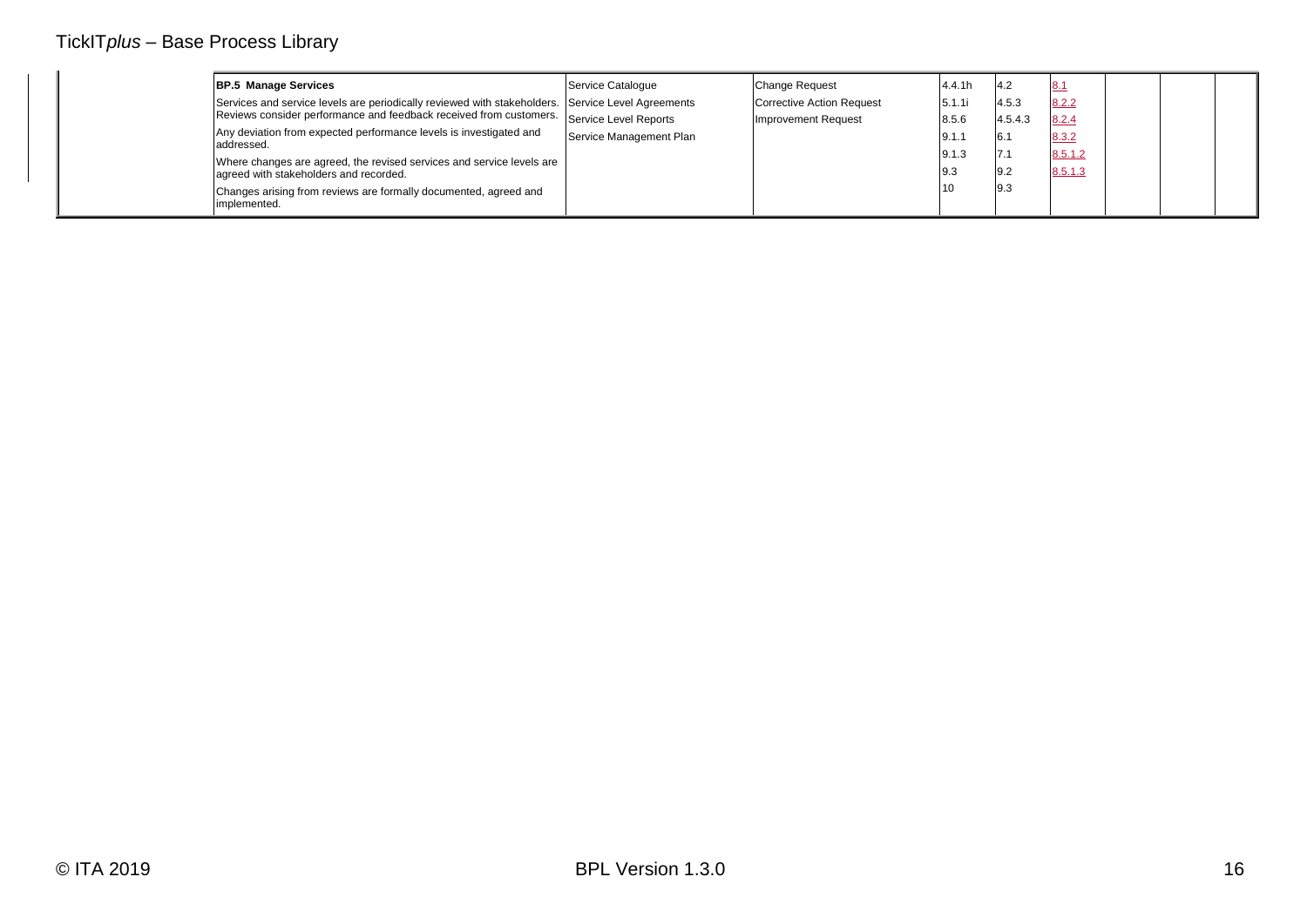| | | | | | | | | |
|---|---|---|---|---|---|---|---|---|
| **BP.5 Manage Services**<br>Services and service levels are periodically reviewed with stakeholders. Reviews consider performance and feedback received from customers.<br>Any deviation from expected performance levels is investigated and addressed.<br>Where changes are agreed, the revised services and service levels are agreed with stakeholders and recorded.<br>Changes arising from reviews are formally documented, agreed and implemented. | Service Catalogue<br>Service Level Agreements<br>Service Level Reports<br>Service Management Plan | Change Request<br>Corrective Action Request<br>Improvement Request | 4.4.1h<br>5.1.1i<br>8.5.6<br>9.1.1<br>9.1.3<br>9.3<br>10 | 4.2<br>4.5.3<br>4.5.4.3<br>6.1<br>7.1<br>9.2<br>9.3 | 8.1<br>8.2.2<br>8.2.4<br>8.3.2<br>8.5.1.2<br>8.5.1.3 | | | |